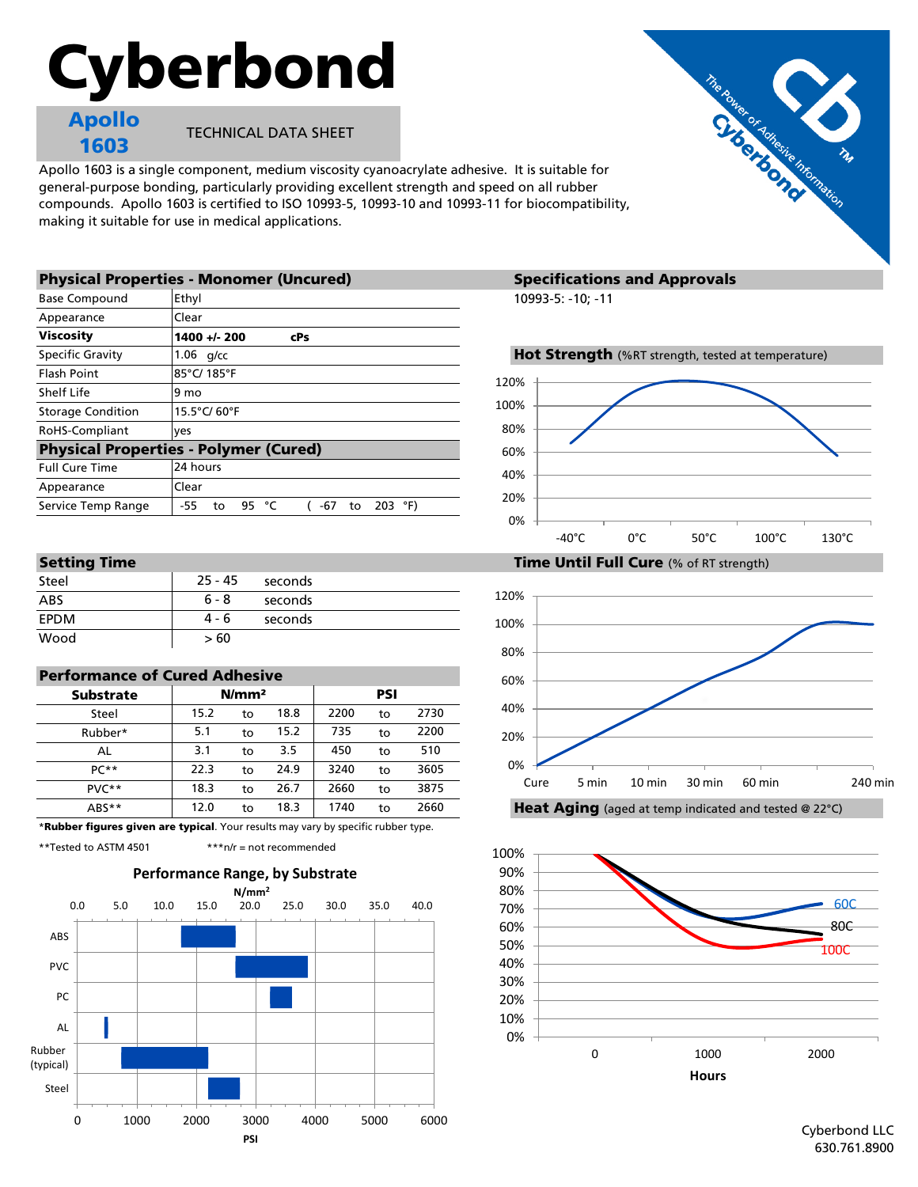# Cyberbond

**Apollo 1603** TECHNICAL DATA SHEET

Apollo 1603 is a single component, medium viscosity cyanoacrylate adhesive. It is suitable for general-purpose bonding, particularly providing excellent strength and speed on all rubber compounds. Apollo 1603 is certified to ISO 10993-5, 10993-10 and 10993-11 for biocompatibility, making it suitable for use in medical applications.

## Physical Properties - Monomer (Uncured)

| Property | Value |
|---|---|
| Base Compound | Ethyl |
| Appearance | Clear |
| **Viscosity** | **1400 +/- 200 cPs** |
| Specific Gravity | 1.06 g/cc |
| Flash Point | 85°C/ 185°F |
| Shelf Life | 9 mo |
| Storage Condition | 15.5°C/ 60°F |
| RoHS-Compliant | yes |

## Physical Properties - Polymer (Cured)

| Property | Value |
|---|---|
| Full Cure Time | 24 hours |
| Appearance | Clear |
| Service Temp Range | -55 to 95 °C ( -67 to 203 °F) |

## Specifications and Approvals

10993-5: -10; -11

## Hot Strength (%RT strength, tested at temperature)

## Setting Time

| Substrate | Time | |
|---|---|---|
| Steel | 25 - 45 | seconds |
| ABS | 6 - 8 | seconds |
| EPDM | 4 - 6 | seconds |
| Wood | > 60 | |

## Time Until Full Cure (% of RT strength)

## Performance of Cured Adhesive

| Substrate | N/mm² | | | PSI | | |
|---|---|---|---|---|---|---|
| Steel | 15.2 | to | 18.8 | 2200 | to | 2730 |
| Rubber* | 5.1 | to | 15.2 | 735 | to | 2200 |
| AL | 3.1 | to | 3.5 | 450 | to | 510 |
| PC** | 22.3 | to | 24.9 | 3240 | to | 3605 |
| PVC** | 18.3 | to | 26.7 | 2660 | to | 3875 |
| ABS** | 12.0 | to | 18.3 | 1740 | to | 2660 |

***Rubber figures given are typical**. Your results may vary by specific rubber type.

**Tested to ASTM 4501 ***n/r = not recommended

## Heat Aging (aged at temp indicated and tested @ 22°C)

## Performance Range, by Substrate

Cyberbond LLC
630.761.8900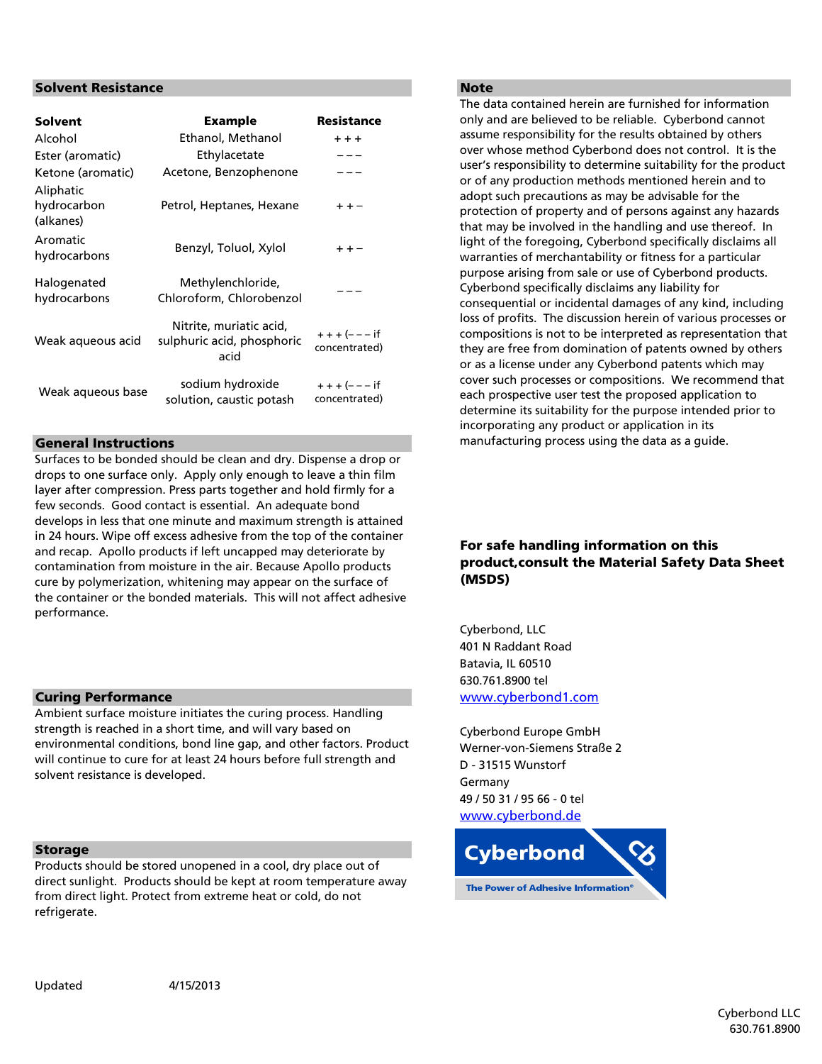## Solvent Resistance

| Solvent | Example | Resistance |
|---|---|---|
| Alcohol | Ethanol, Methanol | + + + |
| Ester (aromatic) | Ethylacetate | − − − |
| Ketone (aromatic) | Acetone, Benzophenone | − − − |
| Aliphatic hydrocarbon (alkanes) | Petrol, Heptanes, Hexane | + + − |
| Aromatic hydrocarbons | Benzyl, Toluol, Xylol | + + − |
| Halogenated hydrocarbons | Methylenchloride, Chloroform, Chlorobenzol | − − − |
| Weak aqueous acid | Nitrite, muriatic acid, sulphuric acid, phosphoric acid | + + + (− − − if concentrated) |
| Weak aqueous base | sodium hydroxide solution, caustic potash | + + + (− − − if concentrated) |

## General Instructions

Surfaces to be bonded should be clean and dry. Dispense a drop or drops to one surface only. Apply only enough to leave a thin film layer after compression. Press parts together and hold firmly for a few seconds. Good contact is essential. An adequate bond develops in less that one minute and maximum strength is attained in 24 hours. Wipe off excess adhesive from the top of the container and recap. Apollo products if left uncapped may deteriorate by contamination from moisture in the air. Because Apollo products cure by polymerization, whitening may appear on the surface of the container or the bonded materials. This will not affect adhesive performance.

## Curing Performance

Ambient surface moisture initiates the curing process. Handling strength is reached in a short time, and will vary based on environmental conditions, bond line gap, and other factors. Product will continue to cure for at least 24 hours before full strength and solvent resistance is developed.

## Storage

Products should be stored unopened in a cool, dry place out of direct sunlight. Products should be kept at room temperature away from direct light. Protect from extreme heat or cold, do not refrigerate.

Updated 4/15/2013

## Note

The data contained herein are furnished for information only and are believed to be reliable. Cyberbond cannot assume responsibility for the results obtained by others over whose method Cyberbond does not control. It is the user's responsibility to determine suitability for the product or of any production methods mentioned herein and to adopt such precautions as may be advisable for the protection of property and of persons against any hazards that may be involved in the handling and use thereof. In light of the foregoing, Cyberbond specifically disclaims all warranties of merchantability or fitness for a particular purpose arising from sale or use of Cyberbond products. Cyberbond specifically disclaims any liability for consequential or incidental damages of any kind, including loss of profits. The discussion herein of various processes or compositions is not to be interpreted as representation that they are free from domination of patents owned by others or as a license under any Cyberbond patents which may cover such processes or compositions. We recommend that each prospective user test the proposed application to determine its suitability for the purpose intended prior to incorporating any product or application in its manufacturing process using the data as a guide.

**For safe handling information on this product,consult the Material Safety Data Sheet (MSDS)**

Cyberbond, LLC
401 N Raddant Road
Batavia, IL 60510
630.761.8900 tel
www.cyberbond1.com

Cyberbond Europe GmbH
Werner-von-Siemens Straße 2
D - 31515 Wunstorf
Germany
49 / 50 31 / 95 66 - 0 tel
www.cyberbond.de

Cyberbond
The Power of Adhesive Information®

Cyberbond LLC
630.761.8900